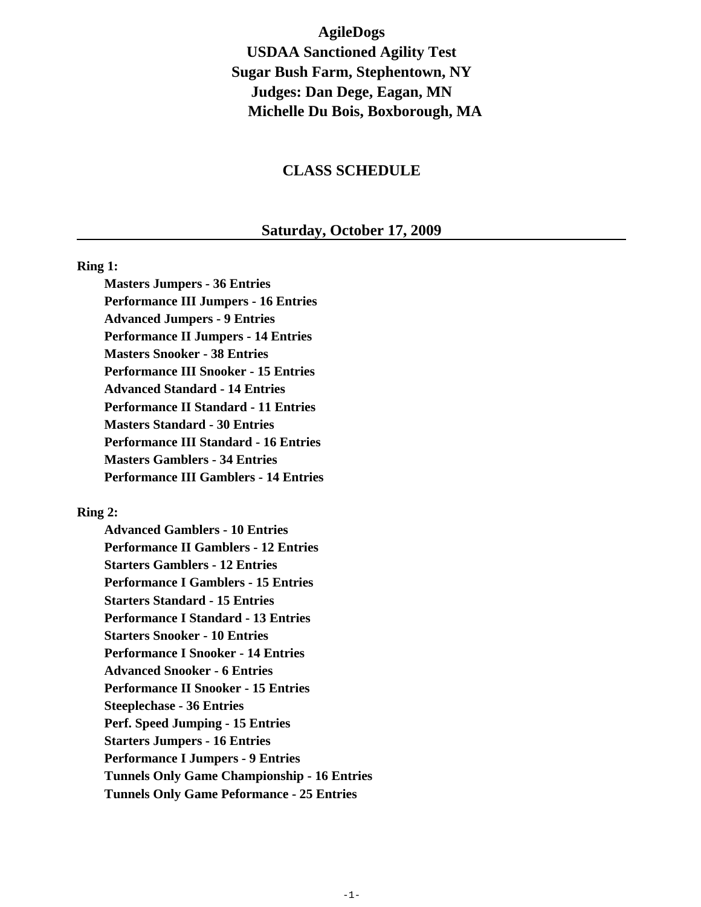# AgileDogs

## USDAA Sanctioned Agility Test

## Sugar Bush Farm, Stephentown, NY

## Judges: Dan Dege, Eagan, MN

## Michelle Du Bois, Boxborough, MA

## CLASS SCHEDULE

### Saturday, October 17, 2009

**Ring 1:**

- **Masters Jumpers - 36 Entries**
- **Performance III Jumpers - 16 Entries**
- **Advanced Jumpers - 9 Entries**
- **Performance II Jumpers - 14 Entries**
- **Masters Snooker - 38 Entries**
- **Performance III Snooker - 15 Entries**
- **Advanced Standard - 14 Entries**
- **Performance II Standard - 11 Entries**
- **Masters Standard - 30 Entries**
- **Performance III Standard - 16 Entries**
- **Masters Gamblers - 34 Entries**
- **Performance III Gamblers - 14 Entries**

**Ring 2:**

- **Advanced Gamblers - 10 Entries**
- **Performance II Gamblers - 12 Entries**
- **Starters Gamblers - 12 Entries**
- **Performance I Gamblers - 15 Entries**
- **Starters Standard - 15 Entries**
- **Performance I Standard - 13 Entries**
- **Starters Snooker - 10 Entries**
- **Performance I Snooker - 14 Entries**
- **Advanced Snooker - 6 Entries**
- **Performance II Snooker - 15 Entries**
- **Steeplechase - 36 Entries**
- **Perf. Speed Jumping - 15 Entries**
- **Starters Jumpers - 16 Entries**
- **Performance I Jumpers - 9 Entries**
- **Tunnels Only Game Championship - 16 Entries**
- **Tunnels Only Game Peformance - 25 Entries**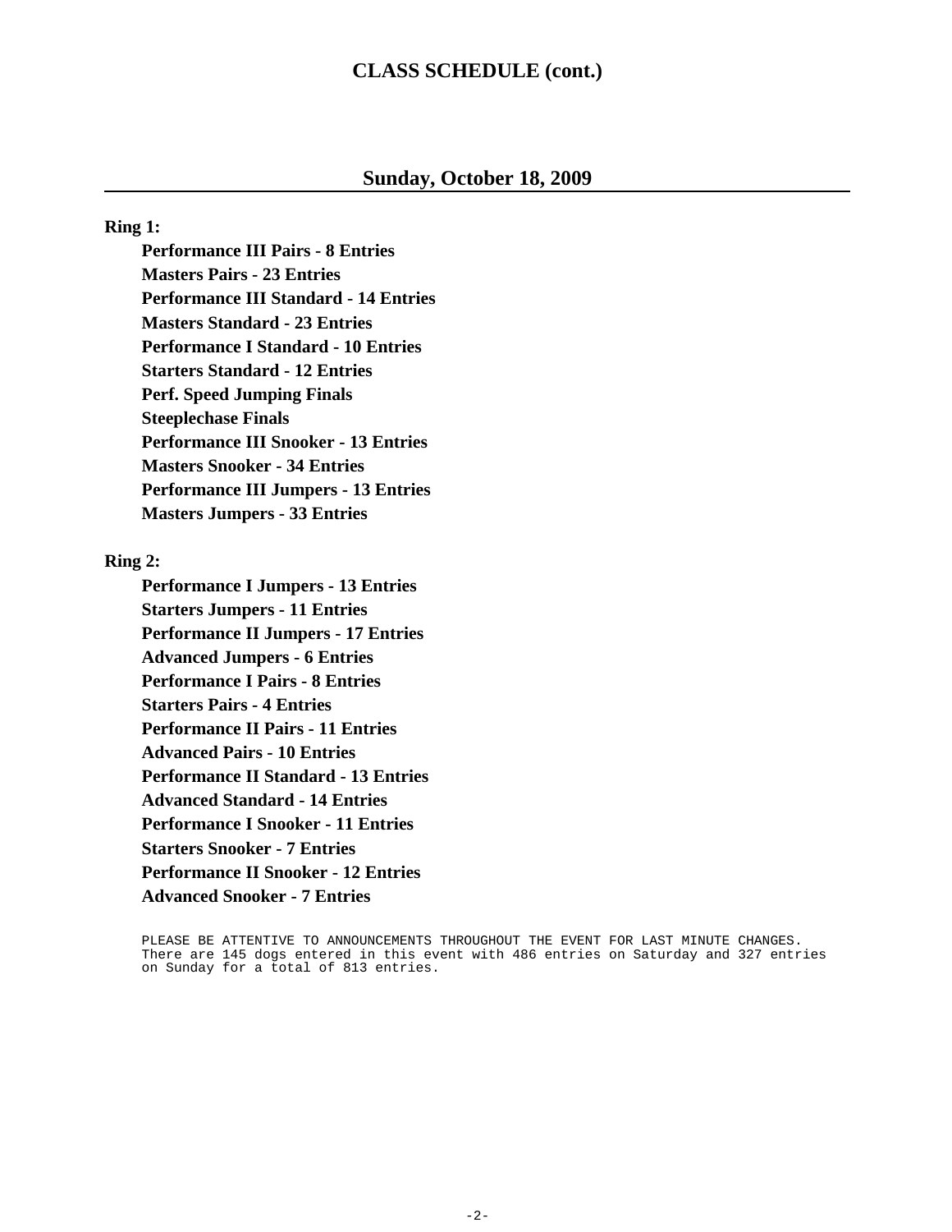# CLASS SCHEDULE (cont.)

## Sunday, October 18, 2009

**Ring 1:**

- **Performance III Pairs - 8 Entries**
- **Masters Pairs - 23 Entries**
- **Performance III Standard - 14 Entries**
- **Masters Standard - 23 Entries**
- **Performance I Standard - 10 Entries**
- **Starters Standard - 12 Entries**
- **Perf. Speed Jumping Finals**
- **Steeplechase Finals**
- **Performance III Snooker - 13 Entries**
- **Masters Snooker - 34 Entries**
- **Performance III Jumpers - 13 Entries**
- **Masters Jumpers - 33 Entries**

**Ring 2:**

- **Performance I Jumpers - 13 Entries**
- **Starters Jumpers - 11 Entries**
- **Performance II Jumpers - 17 Entries**
- **Advanced Jumpers - 6 Entries**
- **Performance I Pairs - 8 Entries**
- **Starters Pairs - 4 Entries**
- **Performance II Pairs - 11 Entries**
- **Advanced Pairs - 10 Entries**
- **Performance II Standard - 13 Entries**
- **Advanced Standard - 14 Entries**
- **Performance I Snooker - 11 Entries**
- **Starters Snooker - 7 Entries**
- **Performance II Snooker - 12 Entries**
- **Advanced Snooker - 7 Entries**

PLEASE BE ATTENTIVE TO ANNOUNCEMENTS THROUGHOUT THE EVENT FOR LAST MINUTE CHANGES.
There are 145 dogs entered in this event with 486 entries on Saturday and 327 entries on Sunday for a total of 813 entries.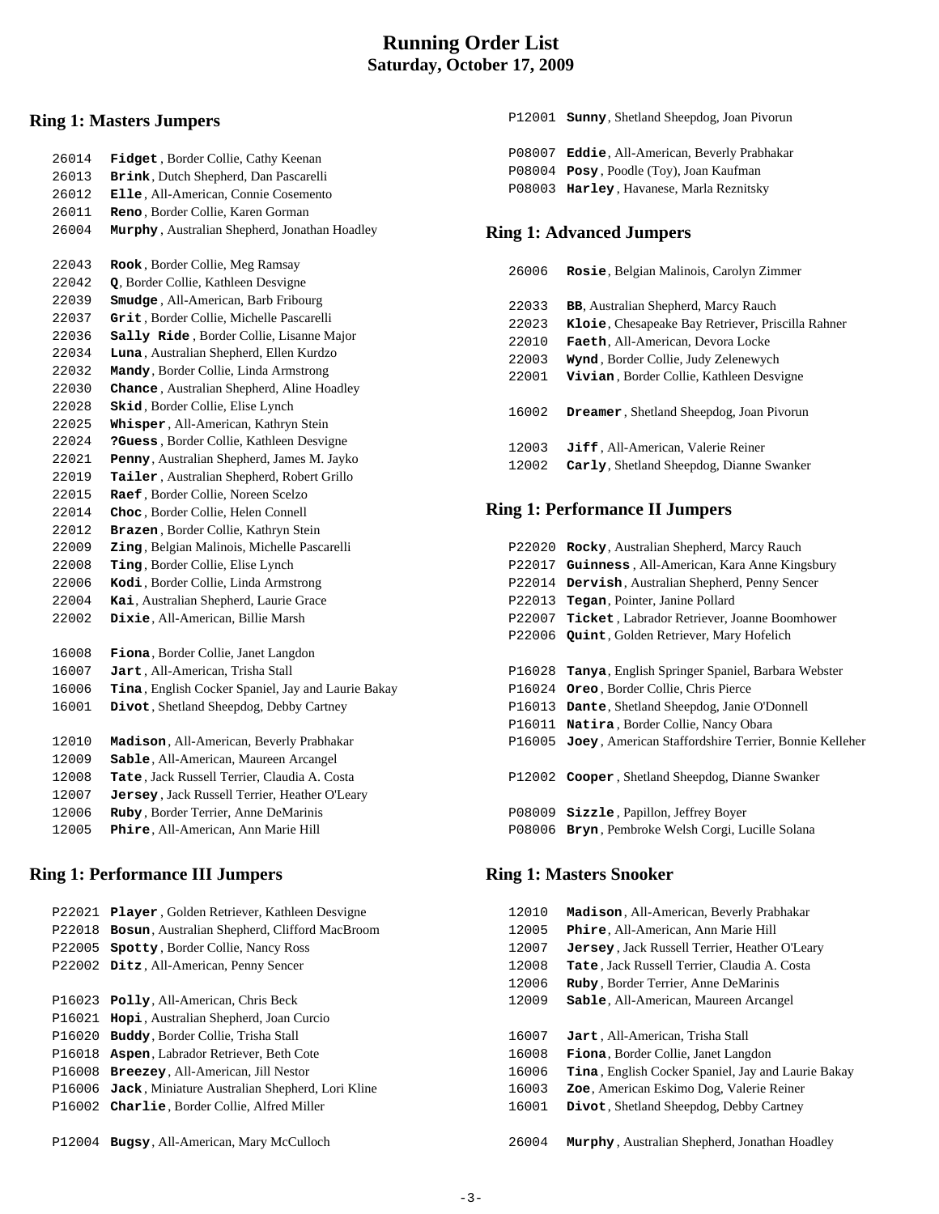# Running Order List
## Saturday, October 17, 2009

### Ring 1: Masters Jumpers

26014 **Fidget**, Border Collie, Cathy Keenan
26013 **Brink**, Dutch Shepherd, Dan Pascarelli
26012 **Elle**, All-American, Connie Cosemento
26011 **Reno**, Border Collie, Karen Gorman
26004 **Murphy**, Australian Shepherd, Jonathan Hoadley

22043 **Rook**, Border Collie, Meg Ramsay
22042 **Q**, Border Collie, Kathleen Desvigne
22039 **Smudge**, All-American, Barb Fribourg
22037 **Grit**, Border Collie, Michelle Pascarelli
22036 **Sally Ride**, Border Collie, Lisanne Major
22034 **Luna**, Australian Shepherd, Ellen Kurdzo
22032 **Mandy**, Border Collie, Linda Armstrong
22030 **Chance**, Australian Shepherd, Aline Hoadley
22028 **Skid**, Border Collie, Elise Lynch
22025 **Whisper**, All-American, Kathryn Stein
22024 **?Guess**, Border Collie, Kathleen Desvigne
22021 **Penny**, Australian Shepherd, James M. Jayko
22019 **Tailer**, Australian Shepherd, Robert Grillo
22015 **Raef**, Border Collie, Noreen Scelzo
22014 **Choc**, Border Collie, Helen Connell
22012 **Brazen**, Border Collie, Kathryn Stein
22009 **Zing**, Belgian Malinois, Michelle Pascarelli
22008 **Ting**, Border Collie, Elise Lynch
22006 **Kodi**, Border Collie, Linda Armstrong
22004 **Kai**, Australian Shepherd, Laurie Grace
22002 **Dixie**, All-American, Billie Marsh

16008 **Fiona**, Border Collie, Janet Langdon
16007 **Jart**, All-American, Trisha Stall
16006 **Tina**, English Cocker Spaniel, Jay and Laurie Bakay
16001 **Divot**, Shetland Sheepdog, Debby Cartney

12010 **Madison**, All-American, Beverly Prabhakar
12009 **Sable**, All-American, Maureen Arcangel
12008 **Tate**, Jack Russell Terrier, Claudia A. Costa
12007 **Jersey**, Jack Russell Terrier, Heather O'Leary
12006 **Ruby**, Border Terrier, Anne DeMarinis
12005 **Phire**, All-American, Ann Marie Hill

### Ring 1: Performance III Jumpers

P22021 **Player**, Golden Retriever, Kathleen Desvigne
P22018 **Bosun**, Australian Shepherd, Clifford MacBroom
P22005 **Spotty**, Border Collie, Nancy Ross
P22002 **Ditz**, All-American, Penny Sencer

P16023 **Polly**, All-American, Chris Beck
P16021 **Hopi**, Australian Shepherd, Joan Curcio
P16020 **Buddy**, Border Collie, Trisha Stall
P16018 **Aspen**, Labrador Retriever, Beth Cote
P16008 **Breezey**, All-American, Jill Nestor
P16006 **Jack**, Miniature Australian Shepherd, Lori Kline
P16002 **Charlie**, Border Collie, Alfred Miller

P12004 **Bugsy**, All-American, Mary McCulloch
P12001 **Sunny**, Shetland Sheepdog, Joan Pivorun

P08007 **Eddie**, All-American, Beverly Prabhakar
P08004 **Posy**, Poodle (Toy), Joan Kaufman
P08003 **Harley**, Havanese, Marla Reznitsky

### Ring 1: Advanced Jumpers

26006 **Rosie**, Belgian Malinois, Carolyn Zimmer

22033 **BB**, Australian Shepherd, Marcy Rauch
22023 **Kloie**, Chesapeake Bay Retriever, Priscilla Rahner
22010 **Faeth**, All-American, Devora Locke
22003 **Wynd**, Border Collie, Judy Zelenewych
22001 **Vivian**, Border Collie, Kathleen Desvigne

16002 **Dreamer**, Shetland Sheepdog, Joan Pivorun

12003 **Jiff**, All-American, Valerie Reiner
12002 **Carly**, Shetland Sheepdog, Dianne Swanker

### Ring 1: Performance II Jumpers

P22020 **Rocky**, Australian Shepherd, Marcy Rauch
P22017 **Guinness**, All-American, Kara Anne Kingsbury
P22014 **Dervish**, Australian Shepherd, Penny Sencer
P22013 **Tegan**, Pointer, Janine Pollard
P22007 **Ticket**, Labrador Retriever, Joanne Boomhower
P22006 **Quint**, Golden Retriever, Mary Hofelich

P16028 **Tanya**, English Springer Spaniel, Barbara Webster
P16024 **Oreo**, Border Collie, Chris Pierce
P16013 **Dante**, Shetland Sheepdog, Janie O'Donnell
P16011 **Natira**, Border Collie, Nancy Obara
P16005 **Joey**, American Staffordshire Terrier, Bonnie Kelleher

P12002 **Cooper**, Shetland Sheepdog, Dianne Swanker

P08009 **Sizzle**, Papillon, Jeffrey Boyer
P08006 **Bryn**, Pembroke Welsh Corgi, Lucille Solana

### Ring 1: Masters Snooker

12010 **Madison**, All-American, Beverly Prabhakar
12005 **Phire**, All-American, Ann Marie Hill
12007 **Jersey**, Jack Russell Terrier, Heather O'Leary
12008 **Tate**, Jack Russell Terrier, Claudia A. Costa
12006 **Ruby**, Border Terrier, Anne DeMarinis
12009 **Sable**, All-American, Maureen Arcangel

16007 **Jart**, All-American, Trisha Stall
16008 **Fiona**, Border Collie, Janet Langdon
16006 **Tina**, English Cocker Spaniel, Jay and Laurie Bakay
16003 **Zoe**, American Eskimo Dog, Valerie Reiner
16001 **Divot**, Shetland Sheepdog, Debby Cartney

26004 **Murphy**, Australian Shepherd, Jonathan Hoadley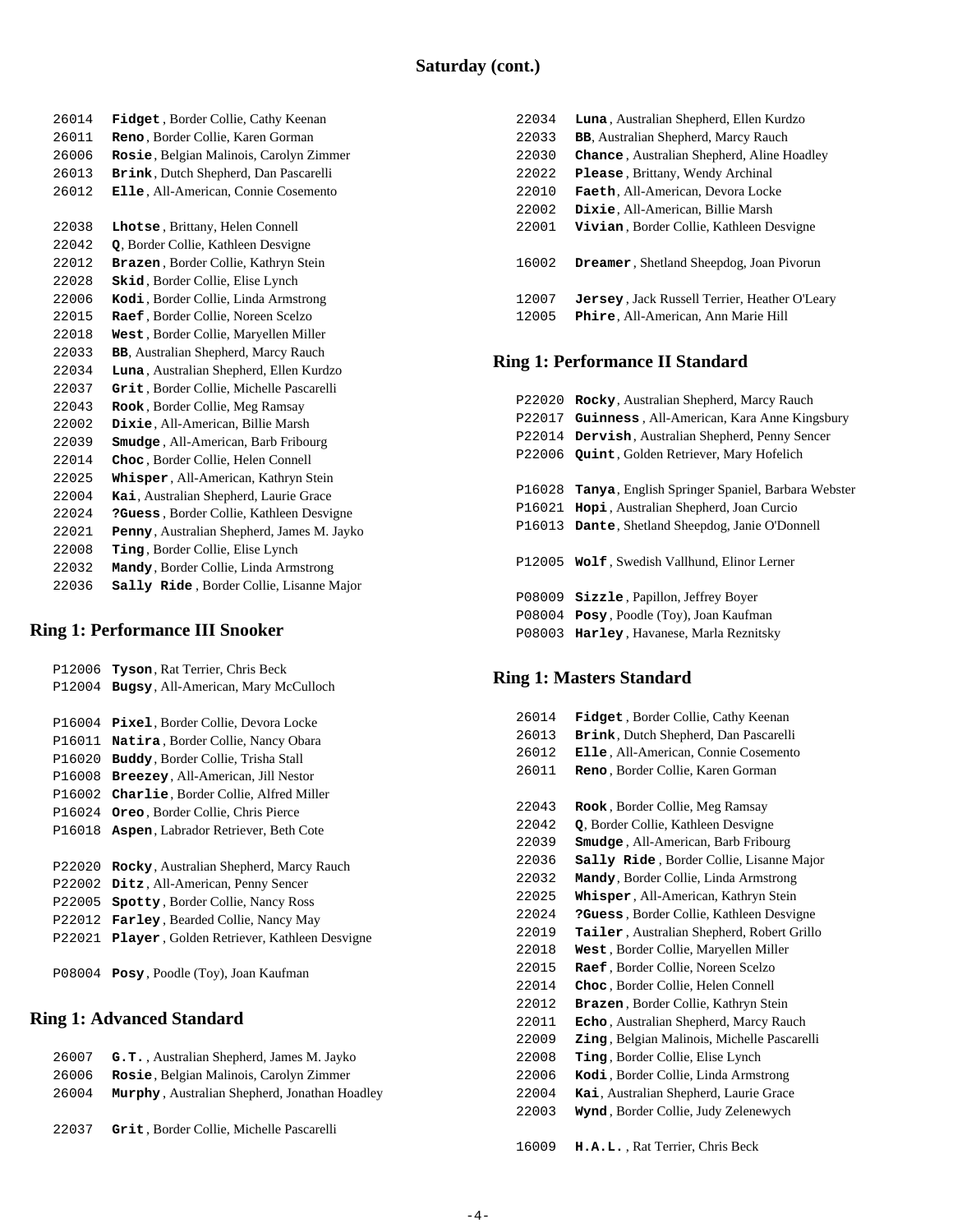## Saturday (cont.)

26014 **Fidget**, Border Collie, Cathy Keenan
26011 **Reno**, Border Collie, Karen Gorman
26006 **Rosie**, Belgian Malinois, Carolyn Zimmer
26013 **Brink**, Dutch Shepherd, Dan Pascarelli
26012 **Elle**, All-American, Connie Cosemento

22038 **Lhotse**, Brittany, Helen Connell
22042 **Q**, Border Collie, Kathleen Desvigne
22012 **Brazen**, Border Collie, Kathryn Stein
22028 **Skid**, Border Collie, Elise Lynch
22006 **Kodi**, Border Collie, Linda Armstrong
22015 **Raef**, Border Collie, Noreen Scelzo
22018 **West**, Border Collie, Maryellen Miller
22033 **BB**, Australian Shepherd, Marcy Rauch
22034 **Luna**, Australian Shepherd, Ellen Kurdzo
22037 **Grit**, Border Collie, Michelle Pascarelli
22043 **Rook**, Border Collie, Meg Ramsay
22002 **Dixie**, All-American, Billie Marsh
22039 **Smudge**, All-American, Barb Fribourg
22014 **Choc**, Border Collie, Helen Connell
22025 **Whisper**, All-American, Kathryn Stein
22004 **Kai**, Australian Shepherd, Laurie Grace
22024 **?Guess**, Border Collie, Kathleen Desvigne
22021 **Penny**, Australian Shepherd, James M. Jayko
22008 **Ting**, Border Collie, Elise Lynch
22032 **Mandy**, Border Collie, Linda Armstrong
22036 **Sally Ride**, Border Collie, Lisanne Major

### Ring 1: Performance III Snooker

P12006 **Tyson**, Rat Terrier, Chris Beck
P12004 **Bugsy**, All-American, Mary McCulloch

P16004 **Pixel**, Border Collie, Devora Locke
P16011 **Natira**, Border Collie, Nancy Obara
P16020 **Buddy**, Border Collie, Trisha Stall
P16008 **Breezey**, All-American, Jill Nestor
P16002 **Charlie**, Border Collie, Alfred Miller
P16024 **Oreo**, Border Collie, Chris Pierce
P16018 **Aspen**, Labrador Retriever, Beth Cote

P22020 **Rocky**, Australian Shepherd, Marcy Rauch
P22002 **Ditz**, All-American, Penny Sencer
P22005 **Spotty**, Border Collie, Nancy Ross
P22012 **Farley**, Bearded Collie, Nancy May
P22021 **Player**, Golden Retriever, Kathleen Desvigne

P08004 **Posy**, Poodle (Toy), Joan Kaufman

### Ring 1: Advanced Standard

26007 **G.T.**, Australian Shepherd, James M. Jayko
26006 **Rosie**, Belgian Malinois, Carolyn Zimmer
26004 **Murphy**, Australian Shepherd, Jonathan Hoadley

22037 **Grit**, Border Collie, Michelle Pascarelli
22034 **Luna**, Australian Shepherd, Ellen Kurdzo
22033 **BB**, Australian Shepherd, Marcy Rauch
22030 **Chance**, Australian Shepherd, Aline Hoadley
22022 **Please**, Brittany, Wendy Archinal
22010 **Faeth**, All-American, Devora Locke
22002 **Dixie**, All-American, Billie Marsh
22001 **Vivian**, Border Collie, Kathleen Desvigne

16002 **Dreamer**, Shetland Sheepdog, Joan Pivorun

12007 **Jersey**, Jack Russell Terrier, Heather O'Leary
12005 **Phire**, All-American, Ann Marie Hill

### Ring 1: Performance II Standard

P22020 **Rocky**, Australian Shepherd, Marcy Rauch
P22017 **Guinness**, All-American, Kara Anne Kingsbury
P22014 **Dervish**, Australian Shepherd, Penny Sencer
P22006 **Quint**, Golden Retriever, Mary Hofelich

P16028 **Tanya**, English Springer Spaniel, Barbara Webster
P16021 **Hopi**, Australian Shepherd, Joan Curcio
P16013 **Dante**, Shetland Sheepdog, Janie O'Donnell

P12005 **Wolf**, Swedish Vallhund, Elinor Lerner

P08009 **Sizzle**, Papillon, Jeffrey Boyer
P08004 **Posy**, Poodle (Toy), Joan Kaufman
P08003 **Harley**, Havanese, Marla Reznitsky

### Ring 1: Masters Standard

26014 **Fidget**, Border Collie, Cathy Keenan
26013 **Brink**, Dutch Shepherd, Dan Pascarelli
26012 **Elle**, All-American, Connie Cosemento
26011 **Reno**, Border Collie, Karen Gorman

22043 **Rook**, Border Collie, Meg Ramsay
22042 **Q**, Border Collie, Kathleen Desvigne
22039 **Smudge**, All-American, Barb Fribourg
22036 **Sally Ride**, Border Collie, Lisanne Major
22032 **Mandy**, Border Collie, Linda Armstrong
22025 **Whisper**, All-American, Kathryn Stein
22024 **?Guess**, Border Collie, Kathleen Desvigne
22019 **Tailer**, Australian Shepherd, Robert Grillo
22018 **West**, Border Collie, Maryellen Miller
22015 **Raef**, Border Collie, Noreen Scelzo
22014 **Choc**, Border Collie, Helen Connell
22012 **Brazen**, Border Collie, Kathryn Stein
22011 **Echo**, Australian Shepherd, Marcy Rauch
22009 **Zing**, Belgian Malinois, Michelle Pascarelli
22008 **Ting**, Border Collie, Elise Lynch
22006 **Kodi**, Border Collie, Linda Armstrong
22004 **Kai**, Australian Shepherd, Laurie Grace
22003 **Wynd**, Border Collie, Judy Zelenewych

16009 **H.A.L.**, Rat Terrier, Chris Beck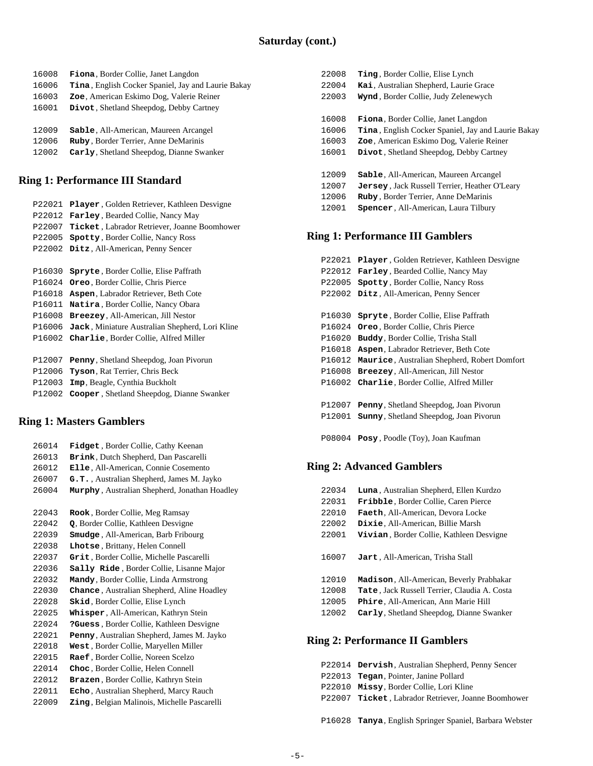## Saturday (cont.)

16008 **Fiona**, Border Collie, Janet Langdon
16006 **Tina**, English Cocker Spaniel, Jay and Laurie Bakay
16003 **Zoe**, American Eskimo Dog, Valerie Reiner
16001 **Divot**, Shetland Sheepdog, Debby Cartney

12009 **Sable**, All-American, Maureen Arcangel
12006 **Ruby**, Border Terrier, Anne DeMarinis
12002 **Carly**, Shetland Sheepdog, Dianne Swanker

### Ring 1: Performance III Standard

P22021 **Player**, Golden Retriever, Kathleen Desvigne
P22012 **Farley**, Bearded Collie, Nancy May
P22007 **Ticket**, Labrador Retriever, Joanne Boomhower
P22005 **Spotty**, Border Collie, Nancy Ross
P22002 **Ditz**, All-American, Penny Sencer

P16030 **Spryte**, Border Collie, Elise Paffrath
P16024 **Oreo**, Border Collie, Chris Pierce
P16018 **Aspen**, Labrador Retriever, Beth Cote
P16011 **Natira**, Border Collie, Nancy Obara
P16008 **Breezey**, All-American, Jill Nestor
P16006 **Jack**, Miniature Australian Shepherd, Lori Kline
P16002 **Charlie**, Border Collie, Alfred Miller

P12007 **Penny**, Shetland Sheepdog, Joan Pivorun
P12006 **Tyson**, Rat Terrier, Chris Beck
P12003 **Imp**, Beagle, Cynthia Buckholt
P12002 **Cooper**, Shetland Sheepdog, Dianne Swanker

### Ring 1: Masters Gamblers

26014 **Fidget**, Border Collie, Cathy Keenan
26013 **Brink**, Dutch Shepherd, Dan Pascarelli
26012 **Elle**, All-American, Connie Cosemento
26007 **G.T.**, Australian Shepherd, James M. Jayko
26004 **Murphy**, Australian Shepherd, Jonathan Hoadley

22043 **Rook**, Border Collie, Meg Ramsay
22042 **Q**, Border Collie, Kathleen Desvigne
22039 **Smudge**, All-American, Barb Fribourg
22038 **Lhotse**, Brittany, Helen Connell
22037 **Grit**, Border Collie, Michelle Pascarelli
22036 **Sally Ride**, Border Collie, Lisanne Major
22032 **Mandy**, Border Collie, Linda Armstrong
22030 **Chance**, Australian Shepherd, Aline Hoadley
22028 **Skid**, Border Collie, Elise Lynch
22025 **Whisper**, All-American, Kathryn Stein
22024 **?Guess**, Border Collie, Kathleen Desvigne
22021 **Penny**, Australian Shepherd, James M. Jayko
22018 **West**, Border Collie, Maryellen Miller
22015 **Raef**, Border Collie, Noreen Scelzo
22014 **Choc**, Border Collie, Helen Connell
22012 **Brazen**, Border Collie, Kathryn Stein
22011 **Echo**, Australian Shepherd, Marcy Rauch
22009 **Zing**, Belgian Malinois, Michelle Pascarelli
22008 **Ting**, Border Collie, Elise Lynch
22004 **Kai**, Australian Shepherd, Laurie Grace
22003 **Wynd**, Border Collie, Judy Zelenewych

16008 **Fiona**, Border Collie, Janet Langdon
16006 **Tina**, English Cocker Spaniel, Jay and Laurie Bakay
16003 **Zoe**, American Eskimo Dog, Valerie Reiner
16001 **Divot**, Shetland Sheepdog, Debby Cartney

12009 **Sable**, All-American, Maureen Arcangel
12007 **Jersey**, Jack Russell Terrier, Heather O'Leary
12006 **Ruby**, Border Terrier, Anne DeMarinis
12001 **Spencer**, All-American, Laura Tilbury

### Ring 1: Performance III Gamblers

P22021 **Player**, Golden Retriever, Kathleen Desvigne
P22012 **Farley**, Bearded Collie, Nancy May
P22005 **Spotty**, Border Collie, Nancy Ross
P22002 **Ditz**, All-American, Penny Sencer

P16030 **Spryte**, Border Collie, Elise Paffrath
P16024 **Oreo**, Border Collie, Chris Pierce
P16020 **Buddy**, Border Collie, Trisha Stall
P16018 **Aspen**, Labrador Retriever, Beth Cote
P16012 **Maurice**, Australian Shepherd, Robert Domfort
P16008 **Breezey**, All-American, Jill Nestor
P16002 **Charlie**, Border Collie, Alfred Miller

P12007 **Penny**, Shetland Sheepdog, Joan Pivorun
P12001 **Sunny**, Shetland Sheepdog, Joan Pivorun

P08004 **Posy**, Poodle (Toy), Joan Kaufman

### Ring 2: Advanced Gamblers

22034 **Luna**, Australian Shepherd, Ellen Kurdzo
22031 **Fribble**, Border Collie, Caren Pierce
22010 **Faeth**, All-American, Devora Locke
22002 **Dixie**, All-American, Billie Marsh
22001 **Vivian**, Border Collie, Kathleen Desvigne

16007 **Jart**, All-American, Trisha Stall

12010 **Madison**, All-American, Beverly Prabhakar
12008 **Tate**, Jack Russell Terrier, Claudia A. Costa
12005 **Phire**, All-American, Ann Marie Hill
12002 **Carly**, Shetland Sheepdog, Dianne Swanker

### Ring 2: Performance II Gamblers

P22014 **Dervish**, Australian Shepherd, Penny Sencer
P22013 **Tegan**, Pointer, Janine Pollard
P22010 **Missy**, Border Collie, Lori Kline
P22007 **Ticket**, Labrador Retriever, Joanne Boomhower

P16028 **Tanya**, English Springer Spaniel, Barbara Webster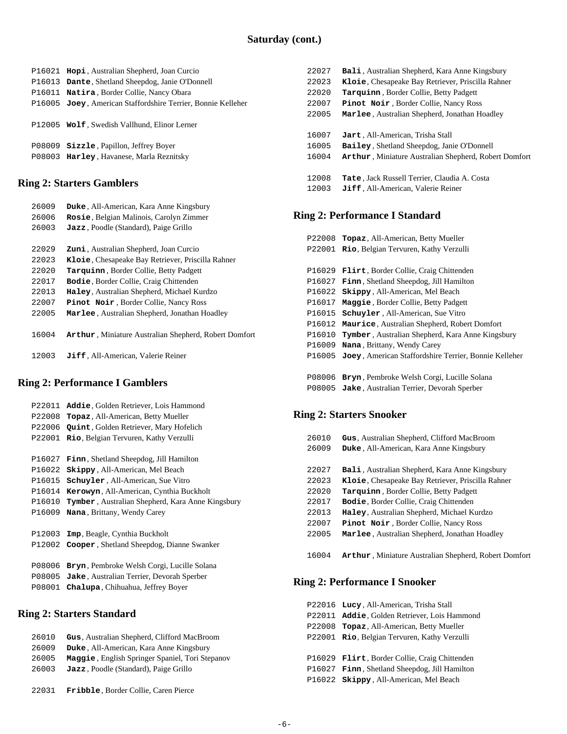## Saturday (cont.)

P16021 **Hopi**, Australian Shepherd, Joan Curcio
P16013 **Dante**, Shetland Sheepdog, Janie O'Donnell
P16011 **Natira**, Border Collie, Nancy Obara
P16005 **Joey**, American Staffordshire Terrier, Bonnie Kelleher

P12005 **Wolf**, Swedish Vallhund, Elinor Lerner

P08009 **Sizzle**, Papillon, Jeffrey Boyer
P08003 **Harley**, Havanese, Marla Reznitsky

### Ring 2: Starters Gamblers

26009 **Duke**, All-American, Kara Anne Kingsbury
26006 **Rosie**, Belgian Malinois, Carolyn Zimmer
26003 **Jazz**, Poodle (Standard), Paige Grillo

22029 **Zuni**, Australian Shepherd, Joan Curcio
22023 **Kloie**, Chesapeake Bay Retriever, Priscilla Rahner
22020 **Tarquinn**, Border Collie, Betty Padgett
22017 **Bodie**, Border Collie, Craig Chittenden
22013 **Haley**, Australian Shepherd, Michael Kurdzo
22007 **Pinot Noir**, Border Collie, Nancy Ross
22005 **Marlee**, Australian Shepherd, Jonathan Hoadley

16004 **Arthur**, Miniature Australian Shepherd, Robert Domfort

12003 **Jiff**, All-American, Valerie Reiner

### Ring 2: Performance I Gamblers

P22011 **Addie**, Golden Retriever, Lois Hammond
P22008 **Topaz**, All-American, Betty Mueller
P22006 **Quint**, Golden Retriever, Mary Hofelich
P22001 **Rio**, Belgian Tervuren, Kathy Verzulli

P16027 **Finn**, Shetland Sheepdog, Jill Hamilton
P16022 **Skippy**, All-American, Mel Beach
P16015 **Schuyler**, All-American, Sue Vitro
P16014 **Kerowyn**, All-American, Cynthia Buckholt
P16010 **Tymber**, Australian Shepherd, Kara Anne Kingsbury
P16009 **Nana**, Brittany, Wendy Carey

P12003 **Imp**, Beagle, Cynthia Buckholt
P12002 **Cooper**, Shetland Sheepdog, Dianne Swanker

P08006 **Bryn**, Pembroke Welsh Corgi, Lucille Solana
P08005 **Jake**, Australian Terrier, Devorah Sperber
P08001 **Chalupa**, Chihuahua, Jeffrey Boyer

### Ring 2: Starters Standard

26010 **Gus**, Australian Shepherd, Clifford MacBroom
26009 **Duke**, All-American, Kara Anne Kingsbury
26005 **Maggie**, English Springer Spaniel, Tori Stepanov
26003 **Jazz**, Poodle (Standard), Paige Grillo

22031 **Fribble**, Border Collie, Caren Pierce
22027 **Bali**, Australian Shepherd, Kara Anne Kingsbury
22023 **Kloie**, Chesapeake Bay Retriever, Priscilla Rahner
22020 **Tarquinn**, Border Collie, Betty Padgett
22007 **Pinot Noir**, Border Collie, Nancy Ross
22005 **Marlee**, Australian Shepherd, Jonathan Hoadley

16007 **Jart**, All-American, Trisha Stall
16005 **Bailey**, Shetland Sheepdog, Janie O'Donnell
16004 **Arthur**, Miniature Australian Shepherd, Robert Domfort

12008 **Tate**, Jack Russell Terrier, Claudia A. Costa
12003 **Jiff**, All-American, Valerie Reiner

### Ring 2: Performance I Standard

P22008 **Topaz**, All-American, Betty Mueller
P22001 **Rio**, Belgian Tervuren, Kathy Verzulli

P16029 **Flirt**, Border Collie, Craig Chittenden
P16027 **Finn**, Shetland Sheepdog, Jill Hamilton
P16022 **Skippy**, All-American, Mel Beach
P16017 **Maggie**, Border Collie, Betty Padgett
P16015 **Schuyler**, All-American, Sue Vitro
P16012 **Maurice**, Australian Shepherd, Robert Domfort
P16010 **Tymber**, Australian Shepherd, Kara Anne Kingsbury
P16009 **Nana**, Brittany, Wendy Carey
P16005 **Joey**, American Staffordshire Terrier, Bonnie Kelleher

P08006 **Bryn**, Pembroke Welsh Corgi, Lucille Solana
P08005 **Jake**, Australian Terrier, Devorah Sperber

### Ring 2: Starters Snooker

26010 **Gus**, Australian Shepherd, Clifford MacBroom
26009 **Duke**, All-American, Kara Anne Kingsbury

22027 **Bali**, Australian Shepherd, Kara Anne Kingsbury
22023 **Kloie**, Chesapeake Bay Retriever, Priscilla Rahner
22020 **Tarquinn**, Border Collie, Betty Padgett
22017 **Bodie**, Border Collie, Craig Chittenden
22013 **Haley**, Australian Shepherd, Michael Kurdzo
22007 **Pinot Noir**, Border Collie, Nancy Ross
22005 **Marlee**, Australian Shepherd, Jonathan Hoadley

16004 **Arthur**, Miniature Australian Shepherd, Robert Domfort

### Ring 2: Performance I Snooker

P22016 **Lucy**, All-American, Trisha Stall
P22011 **Addie**, Golden Retriever, Lois Hammond
P22008 **Topaz**, All-American, Betty Mueller
P22001 **Rio**, Belgian Tervuren, Kathy Verzulli

P16029 **Flirt**, Border Collie, Craig Chittenden
P16027 **Finn**, Shetland Sheepdog, Jill Hamilton
P16022 **Skippy**, All-American, Mel Beach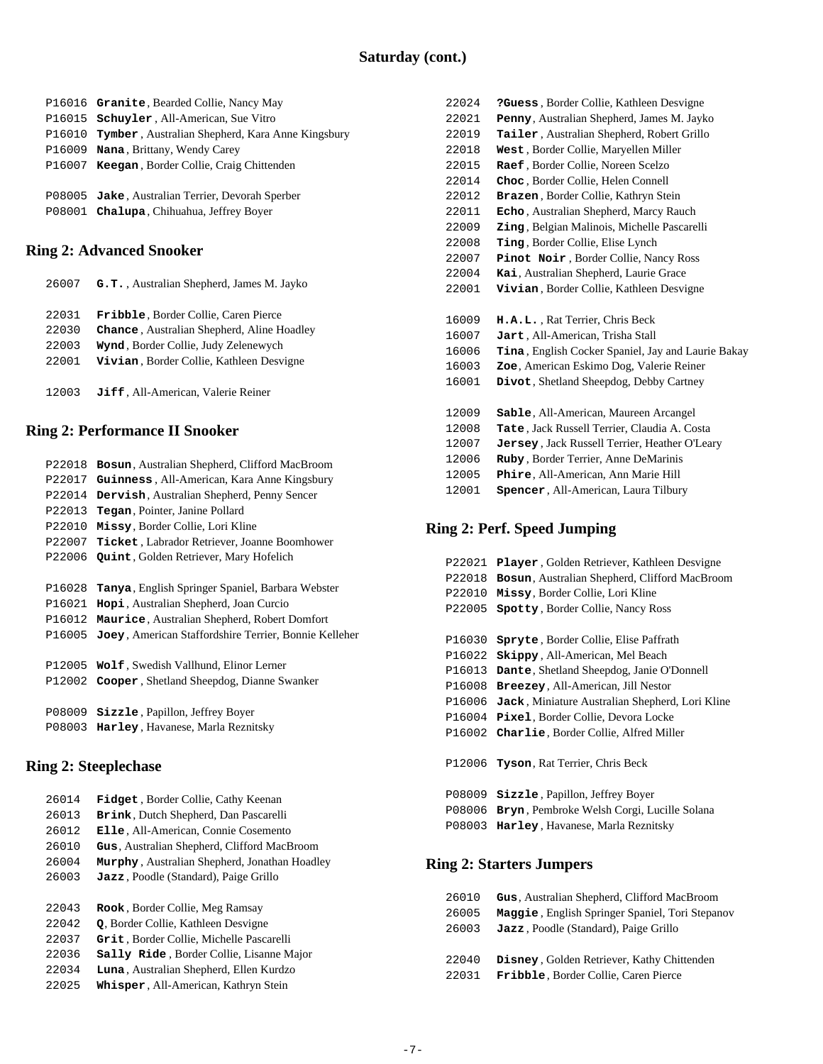## Saturday (cont.)

P16016 **Granite**, Bearded Collie, Nancy May
P16015 **Schuyler**, All-American, Sue Vitro
P16010 **Tymber**, Australian Shepherd, Kara Anne Kingsbury
P16009 **Nana**, Brittany, Wendy Carey
P16007 **Keegan**, Border Collie, Craig Chittenden

P08005 **Jake**, Australian Terrier, Devorah Sperber
P08001 **Chalupa**, Chihuahua, Jeffrey Boyer

### Ring 2: Advanced Snooker

26007 **G.T.**, Australian Shepherd, James M. Jayko

22031 **Fribble**, Border Collie, Caren Pierce
22030 **Chance**, Australian Shepherd, Aline Hoadley
22003 **Wynd**, Border Collie, Judy Zelenewych
22001 **Vivian**, Border Collie, Kathleen Desvigne

12003 **Jiff**, All-American, Valerie Reiner

### Ring 2: Performance II Snooker

P22018 **Bosun**, Australian Shepherd, Clifford MacBroom
P22017 **Guinness**, All-American, Kara Anne Kingsbury
P22014 **Dervish**, Australian Shepherd, Penny Sencer
P22013 **Tegan**, Pointer, Janine Pollard
P22010 **Missy**, Border Collie, Lori Kline
P22007 **Ticket**, Labrador Retriever, Joanne Boomhower
P22006 **Quint**, Golden Retriever, Mary Hofelich

P16028 **Tanya**, English Springer Spaniel, Barbara Webster
P16021 **Hopi**, Australian Shepherd, Joan Curcio
P16012 **Maurice**, Australian Shepherd, Robert Domfort
P16005 **Joey**, American Staffordshire Terrier, Bonnie Kelleher

P12005 **Wolf**, Swedish Vallhund, Elinor Lerner
P12002 **Cooper**, Shetland Sheepdog, Dianne Swanker

P08009 **Sizzle**, Papillon, Jeffrey Boyer
P08003 **Harley**, Havanese, Marla Reznitsky

### Ring 2: Steeplechase

26014 **Fidget**, Border Collie, Cathy Keenan
26013 **Brink**, Dutch Shepherd, Dan Pascarelli
26012 **Elle**, All-American, Connie Cosemento
26010 **Gus**, Australian Shepherd, Clifford MacBroom
26004 **Murphy**, Australian Shepherd, Jonathan Hoadley
26003 **Jazz**, Poodle (Standard), Paige Grillo

22043 **Rook**, Border Collie, Meg Ramsay
22042 **Q**, Border Collie, Kathleen Desvigne
22037 **Grit**, Border Collie, Michelle Pascarelli
22036 **Sally Ride**, Border Collie, Lisanne Major
22034 **Luna**, Australian Shepherd, Ellen Kurdzo
22025 **Whisper**, All-American, Kathryn Stein
22024 **?Guess**, Border Collie, Kathleen Desvigne
22021 **Penny**, Australian Shepherd, James M. Jayko
22019 **Tailer**, Australian Shepherd, Robert Grillo
22018 **West**, Border Collie, Maryellen Miller
22015 **Raef**, Border Collie, Noreen Scelzo
22014 **Choc**, Border Collie, Helen Connell
22012 **Brazen**, Border Collie, Kathryn Stein
22011 **Echo**, Australian Shepherd, Marcy Rauch
22009 **Zing**, Belgian Malinois, Michelle Pascarelli
22008 **Ting**, Border Collie, Elise Lynch
22007 **Pinot Noir**, Border Collie, Nancy Ross
22004 **Kai**, Australian Shepherd, Laurie Grace
22001 **Vivian**, Border Collie, Kathleen Desvigne

16009 **H.A.L.**, Rat Terrier, Chris Beck
16007 **Jart**, All-American, Trisha Stall
16006 **Tina**, English Cocker Spaniel, Jay and Laurie Bakay
16003 **Zoe**, American Eskimo Dog, Valerie Reiner
16001 **Divot**, Shetland Sheepdog, Debby Cartney

12009 **Sable**, All-American, Maureen Arcangel
12008 **Tate**, Jack Russell Terrier, Claudia A. Costa
12007 **Jersey**, Jack Russell Terrier, Heather O'Leary
12006 **Ruby**, Border Terrier, Anne DeMarinis
12005 **Phire**, All-American, Ann Marie Hill
12001 **Spencer**, All-American, Laura Tilbury

### Ring 2: Perf. Speed Jumping

P22021 **Player**, Golden Retriever, Kathleen Desvigne
P22018 **Bosun**, Australian Shepherd, Clifford MacBroom
P22010 **Missy**, Border Collie, Lori Kline
P22005 **Spotty**, Border Collie, Nancy Ross

P16030 **Spryte**, Border Collie, Elise Paffrath
P16022 **Skippy**, All-American, Mel Beach
P16013 **Dante**, Shetland Sheepdog, Janie O'Donnell
P16008 **Breezey**, All-American, Jill Nestor
P16006 **Jack**, Miniature Australian Shepherd, Lori Kline
P16004 **Pixel**, Border Collie, Devora Locke
P16002 **Charlie**, Border Collie, Alfred Miller

P12006 **Tyson**, Rat Terrier, Chris Beck

P08009 **Sizzle**, Papillon, Jeffrey Boyer
P08006 **Bryn**, Pembroke Welsh Corgi, Lucille Solana
P08003 **Harley**, Havanese, Marla Reznitsky

### Ring 2: Starters Jumpers

26010 **Gus**, Australian Shepherd, Clifford MacBroom
26005 **Maggie**, English Springer Spaniel, Tori Stepanov
26003 **Jazz**, Poodle (Standard), Paige Grillo

22040 **Disney**, Golden Retriever, Kathy Chittenden
22031 **Fribble**, Border Collie, Caren Pierce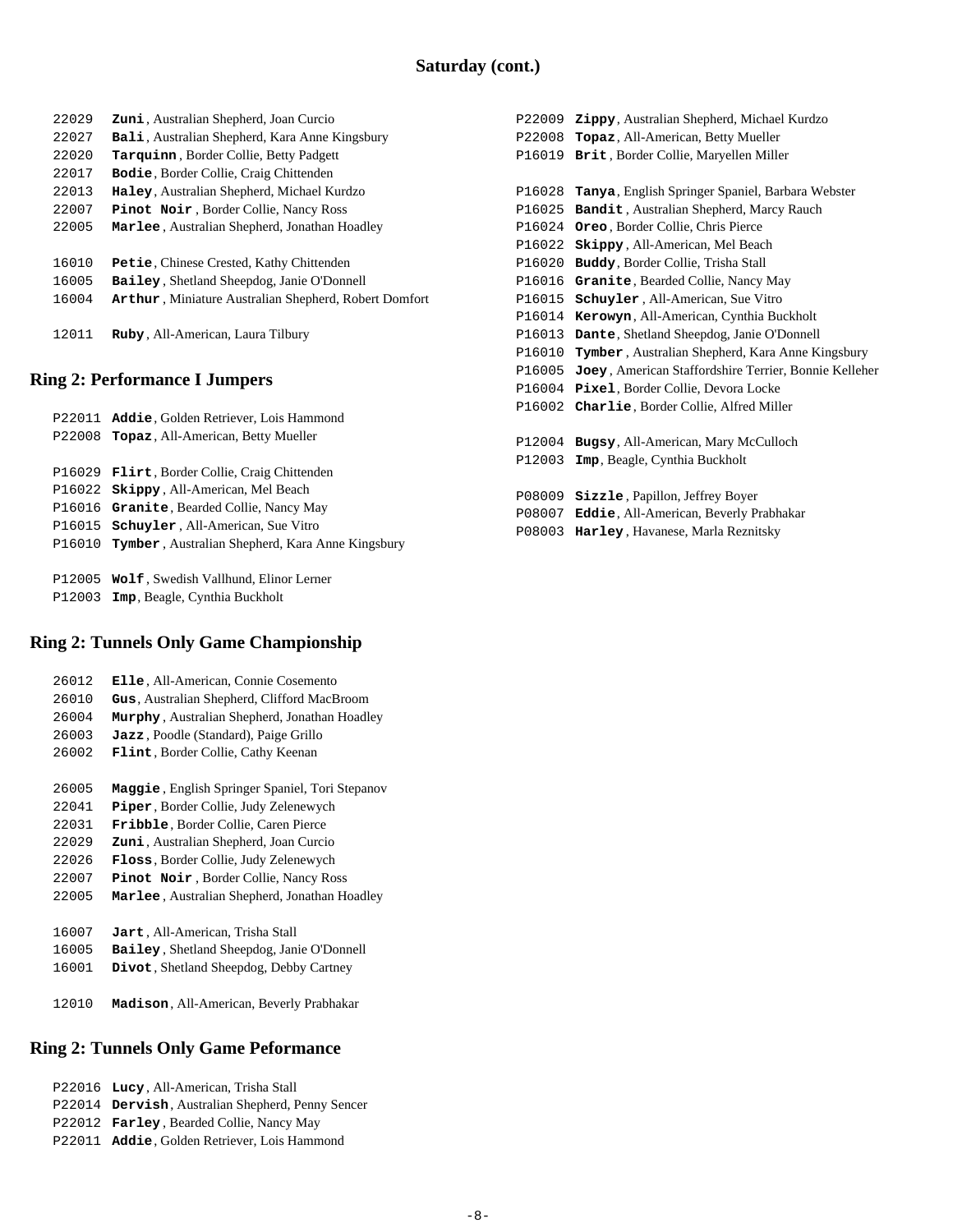## Saturday (cont.)

22029 **Zuni**, Australian Shepherd, Joan Curcio
22027 **Bali**, Australian Shepherd, Kara Anne Kingsbury
22020 **Tarquinn**, Border Collie, Betty Padgett
22017 **Bodie**, Border Collie, Craig Chittenden
22013 **Haley**, Australian Shepherd, Michael Kurdzo
22007 **Pinot Noir**, Border Collie, Nancy Ross
22005 **Marlee**, Australian Shepherd, Jonathan Hoadley

16010 **Petie**, Chinese Crested, Kathy Chittenden
16005 **Bailey**, Shetland Sheepdog, Janie O'Donnell
16004 **Arthur**, Miniature Australian Shepherd, Robert Domfort

12011 **Ruby**, All-American, Laura Tilbury

### Ring 2: Performance I Jumpers

P22011 **Addie**, Golden Retriever, Lois Hammond
P22008 **Topaz**, All-American, Betty Mueller

P16029 **Flirt**, Border Collie, Craig Chittenden
P16022 **Skippy**, All-American, Mel Beach
P16016 **Granite**, Bearded Collie, Nancy May
P16015 **Schuyler**, All-American, Sue Vitro
P16010 **Tymber**, Australian Shepherd, Kara Anne Kingsbury

P12005 **Wolf**, Swedish Vallhund, Elinor Lerner
P12003 **Imp**, Beagle, Cynthia Buckholt

### Ring 2: Tunnels Only Game Championship

26012 **Elle**, All-American, Connie Cosemento
26010 **Gus**, Australian Shepherd, Clifford MacBroom
26004 **Murphy**, Australian Shepherd, Jonathan Hoadley
26003 **Jazz**, Poodle (Standard), Paige Grillo
26002 **Flint**, Border Collie, Cathy Keenan

26005 **Maggie**, English Springer Spaniel, Tori Stepanov
22041 **Piper**, Border Collie, Judy Zelenewych
22031 **Fribble**, Border Collie, Caren Pierce
22029 **Zuni**, Australian Shepherd, Joan Curcio
22026 **Floss**, Border Collie, Judy Zelenewych
22007 **Pinot Noir**, Border Collie, Nancy Ross
22005 **Marlee**, Australian Shepherd, Jonathan Hoadley

16007 **Jart**, All-American, Trisha Stall
16005 **Bailey**, Shetland Sheepdog, Janie O'Donnell
16001 **Divot**, Shetland Sheepdog, Debby Cartney

12010 **Madison**, All-American, Beverly Prabhakar

### Ring 2: Tunnels Only Game Peformance

P22016 **Lucy**, All-American, Trisha Stall
P22014 **Dervish**, Australian Shepherd, Penny Sencer
P22012 **Farley**, Bearded Collie, Nancy May
P22011 **Addie**, Golden Retriever, Lois Hammond
P22009 **Zippy**, Australian Shepherd, Michael Kurdzo
P22008 **Topaz**, All-American, Betty Mueller
P16019 **Brit**, Border Collie, Maryellen Miller

P16028 **Tanya**, English Springer Spaniel, Barbara Webster
P16025 **Bandit**, Australian Shepherd, Marcy Rauch
P16024 **Oreo**, Border Collie, Chris Pierce
P16022 **Skippy**, All-American, Mel Beach
P16020 **Buddy**, Border Collie, Trisha Stall
P16016 **Granite**, Bearded Collie, Nancy May
P16015 **Schuyler**, All-American, Sue Vitro
P16014 **Kerowyn**, All-American, Cynthia Buckholt
P16013 **Dante**, Shetland Sheepdog, Janie O'Donnell
P16010 **Tymber**, Australian Shepherd, Kara Anne Kingsbury
P16005 **Joey**, American Staffordshire Terrier, Bonnie Kelleher
P16004 **Pixel**, Border Collie, Devora Locke
P16002 **Charlie**, Border Collie, Alfred Miller

P12004 **Bugsy**, All-American, Mary McCulloch
P12003 **Imp**, Beagle, Cynthia Buckholt

P08009 **Sizzle**, Papillon, Jeffrey Boyer
P08007 **Eddie**, All-American, Beverly Prabhakar
P08003 **Harley**, Havanese, Marla Reznitsky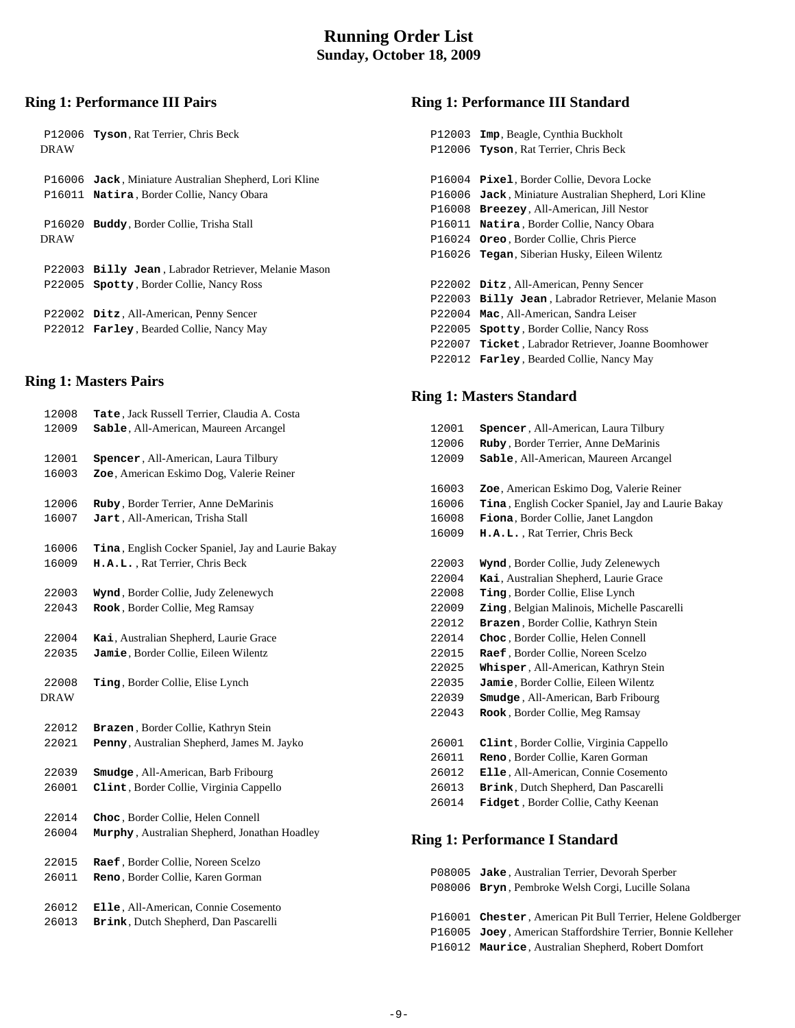# Running Order List
## Sunday, October 18, 2009

### Ring 1: Performance III Pairs

P12006 **Tyson**, Rat Terrier, Chris Beck
DRAW

P16006 **Jack**, Miniature Australian Shepherd, Lori Kline
P16011 **Natira**, Border Collie, Nancy Obara

P16020 **Buddy**, Border Collie, Trisha Stall
DRAW

P22003 **Billy Jean**, Labrador Retriever, Melanie Mason
P22005 **Spotty**, Border Collie, Nancy Ross

P22002 **Ditz**, All-American, Penny Sencer
P22012 **Farley**, Bearded Collie, Nancy May

### Ring 1: Masters Pairs

12008 **Tate**, Jack Russell Terrier, Claudia A. Costa
12009 **Sable**, All-American, Maureen Arcangel

12001 **Spencer**, All-American, Laura Tilbury
16003 **Zoe**, American Eskimo Dog, Valerie Reiner

12006 **Ruby**, Border Terrier, Anne DeMarinis
16007 **Jart**, All-American, Trisha Stall

16006 **Tina**, English Cocker Spaniel, Jay and Laurie Bakay
16009 **H.A.L.**, Rat Terrier, Chris Beck

22003 **Wynd**, Border Collie, Judy Zelenewych
22043 **Rook**, Border Collie, Meg Ramsay

22004 **Kai**, Australian Shepherd, Laurie Grace
22035 **Jamie**, Border Collie, Eileen Wilentz

22008 **Ting**, Border Collie, Elise Lynch
DRAW

22012 **Brazen**, Border Collie, Kathryn Stein
22021 **Penny**, Australian Shepherd, James M. Jayko

22039 **Smudge**, All-American, Barb Fribourg
26001 **Clint**, Border Collie, Virginia Cappello

22014 **Choc**, Border Collie, Helen Connell
26004 **Murphy**, Australian Shepherd, Jonathan Hoadley

22015 **Raef**, Border Collie, Noreen Scelzo
26011 **Reno**, Border Collie, Karen Gorman

26012 **Elle**, All-American, Connie Cosemento
26013 **Brink**, Dutch Shepherd, Dan Pascarelli

### Ring 1: Performance III Standard

P12003 **Imp**, Beagle, Cynthia Buckholt
P12006 **Tyson**, Rat Terrier, Chris Beck

P16004 **Pixel**, Border Collie, Devora Locke
P16006 **Jack**, Miniature Australian Shepherd, Lori Kline
P16008 **Breezey**, All-American, Jill Nestor
P16011 **Natira**, Border Collie, Nancy Obara
P16024 **Oreo**, Border Collie, Chris Pierce
P16026 **Tegan**, Siberian Husky, Eileen Wilentz

P22002 **Ditz**, All-American, Penny Sencer
P22003 **Billy Jean**, Labrador Retriever, Melanie Mason
P22004 **Mac**, All-American, Sandra Leiser
P22005 **Spotty**, Border Collie, Nancy Ross
P22007 **Ticket**, Labrador Retriever, Joanne Boomhower
P22012 **Farley**, Bearded Collie, Nancy May

### Ring 1: Masters Standard

12001 **Spencer**, All-American, Laura Tilbury
12006 **Ruby**, Border Terrier, Anne DeMarinis
12009 **Sable**, All-American, Maureen Arcangel

16003 **Zoe**, American Eskimo Dog, Valerie Reiner
16006 **Tina**, English Cocker Spaniel, Jay and Laurie Bakay
16008 **Fiona**, Border Collie, Janet Langdon
16009 **H.A.L.**, Rat Terrier, Chris Beck

22003 **Wynd**, Border Collie, Judy Zelenewych
22004 **Kai**, Australian Shepherd, Laurie Grace
22008 **Ting**, Border Collie, Elise Lynch
22009 **Zing**, Belgian Malinois, Michelle Pascarelli
22012 **Brazen**, Border Collie, Kathryn Stein
22014 **Choc**, Border Collie, Helen Connell
22015 **Raef**, Border Collie, Noreen Scelzo
22025 **Whisper**, All-American, Kathryn Stein
22035 **Jamie**, Border Collie, Eileen Wilentz
22039 **Smudge**, All-American, Barb Fribourg
22043 **Rook**, Border Collie, Meg Ramsay

26001 **Clint**, Border Collie, Virginia Cappello
26011 **Reno**, Border Collie, Karen Gorman
26012 **Elle**, All-American, Connie Cosemento
26013 **Brink**, Dutch Shepherd, Dan Pascarelli
26014 **Fidget**, Border Collie, Cathy Keenan

### Ring 1: Performance I Standard

P08005 **Jake**, Australian Terrier, Devorah Sperber
P08006 **Bryn**, Pembroke Welsh Corgi, Lucille Solana

P16001 **Chester**, American Pit Bull Terrier, Helene Goldberger
P16005 **Joey**, American Staffordshire Terrier, Bonnie Kelleher
P16012 **Maurice**, Australian Shepherd, Robert Domfort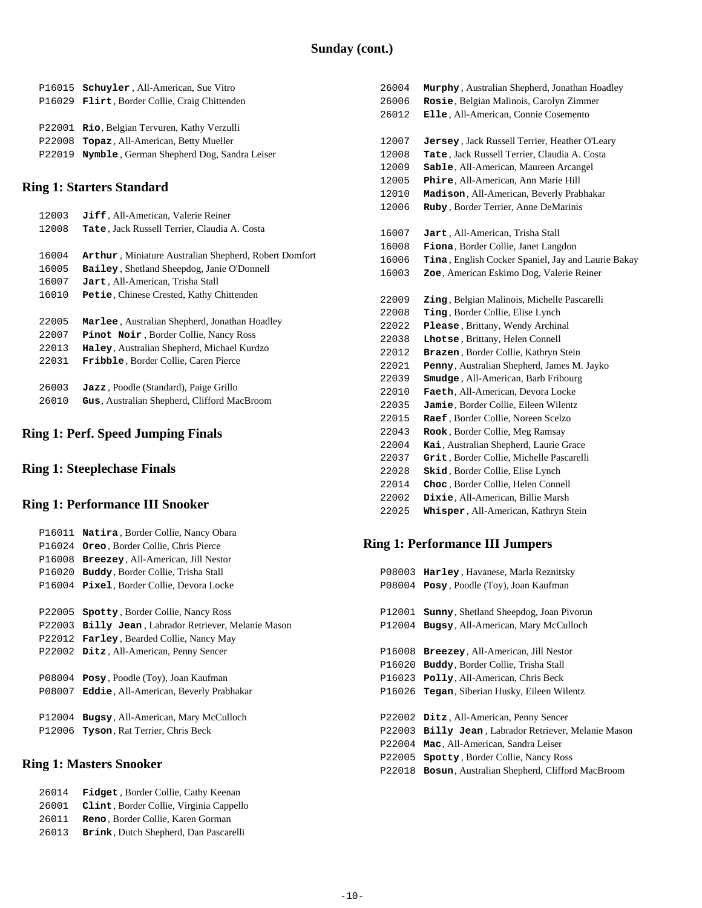## Sunday (cont.)

P16015 **Schuyler**, All-American, Sue Vitro
P16029 **Flirt**, Border Collie, Craig Chittenden

P22001 **Rio**, Belgian Tervuren, Kathy Verzulli
P22008 **Topaz**, All-American, Betty Mueller
P22019 **Nymble**, German Shepherd Dog, Sandra Leiser

### Ring 1: Starters Standard

12003 **Jiff**, All-American, Valerie Reiner
12008 **Tate**, Jack Russell Terrier, Claudia A. Costa

16004 **Arthur**, Miniature Australian Shepherd, Robert Domfort
16005 **Bailey**, Shetland Sheepdog, Janie O'Donnell
16007 **Jart**, All-American, Trisha Stall
16010 **Petie**, Chinese Crested, Kathy Chittenden

22005 **Marlee**, Australian Shepherd, Jonathan Hoadley
22007 **Pinot Noir**, Border Collie, Nancy Ross
22013 **Haley**, Australian Shepherd, Michael Kurdzo
22031 **Fribble**, Border Collie, Caren Pierce

26003 **Jazz**, Poodle (Standard), Paige Grillo
26010 **Gus**, Australian Shepherd, Clifford MacBroom

### Ring 1: Perf. Speed Jumping Finals

### Ring 1: Steeplechase Finals

### Ring 1: Performance III Snooker

P16011 **Natira**, Border Collie, Nancy Obara
P16024 **Oreo**, Border Collie, Chris Pierce
P16008 **Breezey**, All-American, Jill Nestor
P16020 **Buddy**, Border Collie, Trisha Stall
P16004 **Pixel**, Border Collie, Devora Locke

P22005 **Spotty**, Border Collie, Nancy Ross
P22003 **Billy Jean**, Labrador Retriever, Melanie Mason
P22012 **Farley**, Bearded Collie, Nancy May
P22002 **Ditz**, All-American, Penny Sencer

P08004 **Posy**, Poodle (Toy), Joan Kaufman
P08007 **Eddie**, All-American, Beverly Prabhakar

P12004 **Bugsy**, All-American, Mary McCulloch
P12006 **Tyson**, Rat Terrier, Chris Beck

### Ring 1: Masters Snooker

26014 **Fidget**, Border Collie, Cathy Keenan
26001 **Clint**, Border Collie, Virginia Cappello
26011 **Reno**, Border Collie, Karen Gorman
26013 **Brink**, Dutch Shepherd, Dan Pascarelli
26004 **Murphy**, Australian Shepherd, Jonathan Hoadley
26006 **Rosie**, Belgian Malinois, Carolyn Zimmer
26012 **Elle**, All-American, Connie Cosemento

12007 **Jersey**, Jack Russell Terrier, Heather O'Leary
12008 **Tate**, Jack Russell Terrier, Claudia A. Costa
12009 **Sable**, All-American, Maureen Arcangel
12005 **Phire**, All-American, Ann Marie Hill
12010 **Madison**, All-American, Beverly Prabhakar
12006 **Ruby**, Border Terrier, Anne DeMarinis

16007 **Jart**, All-American, Trisha Stall
16008 **Fiona**, Border Collie, Janet Langdon
16006 **Tina**, English Cocker Spaniel, Jay and Laurie Bakay
16003 **Zoe**, American Eskimo Dog, Valerie Reiner

22009 **Zing**, Belgian Malinois, Michelle Pascarelli
22008 **Ting**, Border Collie, Elise Lynch
22022 **Please**, Brittany, Wendy Archinal
22038 **Lhotse**, Brittany, Helen Connell
22012 **Brazen**, Border Collie, Kathryn Stein
22021 **Penny**, Australian Shepherd, James M. Jayko
22039 **Smudge**, All-American, Barb Fribourg
22010 **Faeth**, All-American, Devora Locke
22035 **Jamie**, Border Collie, Eileen Wilentz
22015 **Raef**, Border Collie, Noreen Scelzo
22043 **Rook**, Border Collie, Meg Ramsay
22004 **Kai**, Australian Shepherd, Laurie Grace
22037 **Grit**, Border Collie, Michelle Pascarelli
22028 **Skid**, Border Collie, Elise Lynch
22014 **Choc**, Border Collie, Helen Connell
22002 **Dixie**, All-American, Billie Marsh
22025 **Whisper**, All-American, Kathryn Stein

### Ring 1: Performance III Jumpers

P08003 **Harley**, Havanese, Marla Reznitsky
P08004 **Posy**, Poodle (Toy), Joan Kaufman

P12001 **Sunny**, Shetland Sheepdog, Joan Pivorun
P12004 **Bugsy**, All-American, Mary McCulloch

P16008 **Breezey**, All-American, Jill Nestor
P16020 **Buddy**, Border Collie, Trisha Stall
P16023 **Polly**, All-American, Chris Beck
P16026 **Tegan**, Siberian Husky, Eileen Wilentz

P22002 **Ditz**, All-American, Penny Sencer
P22003 **Billy Jean**, Labrador Retriever, Melanie Mason
P22004 **Mac**, All-American, Sandra Leiser
P22005 **Spotty**, Border Collie, Nancy Ross
P22018 **Bosun**, Australian Shepherd, Clifford MacBroom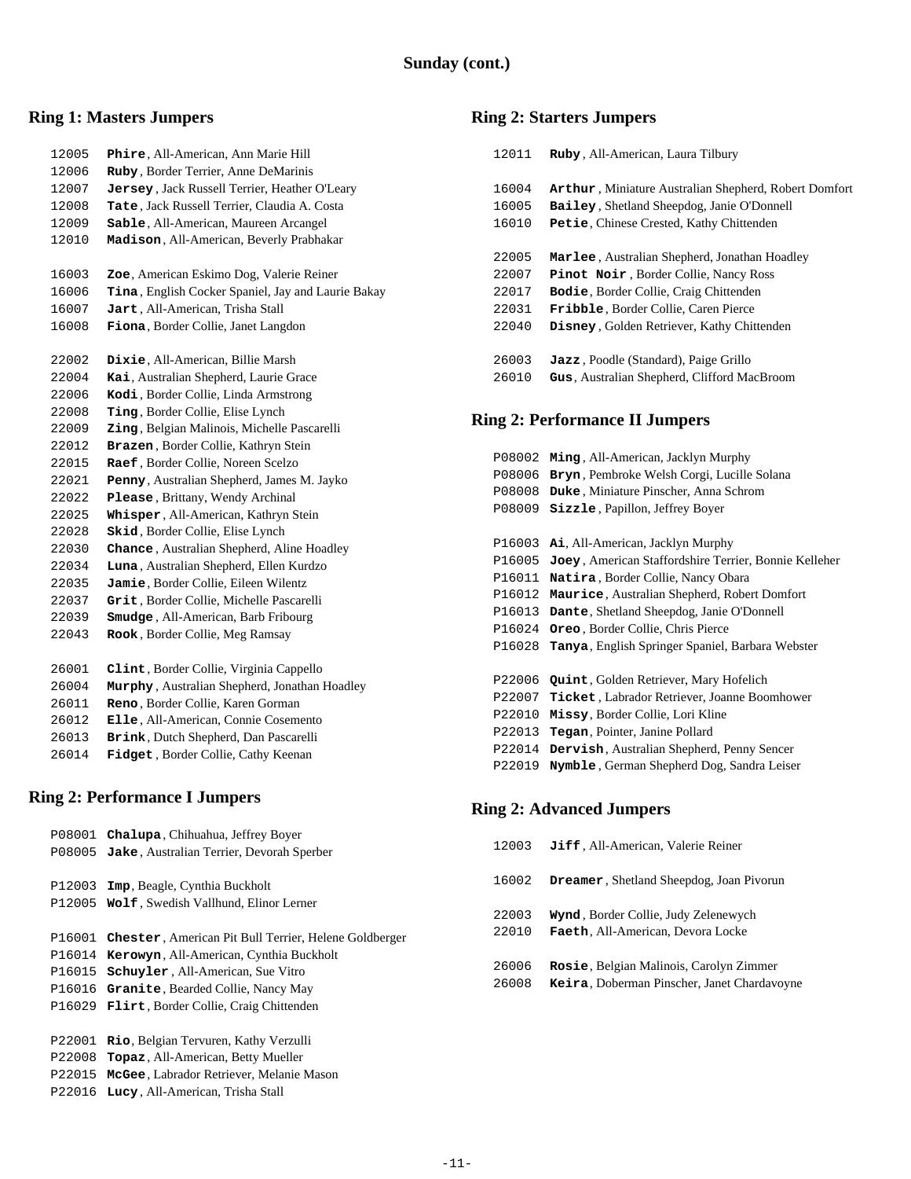## Sunday (cont.)

## Ring 1: Masters Jumpers

12005 **Phire**, All-American, Ann Marie Hill
12006 **Ruby**, Border Terrier, Anne DeMarinis
12007 **Jersey**, Jack Russell Terrier, Heather O'Leary
12008 **Tate**, Jack Russell Terrier, Claudia A. Costa
12009 **Sable**, All-American, Maureen Arcangel
12010 **Madison**, All-American, Beverly Prabhakar

16003 **Zoe**, American Eskimo Dog, Valerie Reiner
16006 **Tina**, English Cocker Spaniel, Jay and Laurie Bakay
16007 **Jart**, All-American, Trisha Stall
16008 **Fiona**, Border Collie, Janet Langdon

22002 **Dixie**, All-American, Billie Marsh
22004 **Kai**, Australian Shepherd, Laurie Grace
22006 **Kodi**, Border Collie, Linda Armstrong
22008 **Ting**, Border Collie, Elise Lynch
22009 **Zing**, Belgian Malinois, Michelle Pascarelli
22012 **Brazen**, Border Collie, Kathryn Stein
22015 **Raef**, Border Collie, Noreen Scelzo
22021 **Penny**, Australian Shepherd, James M. Jayko
22022 **Please**, Brittany, Wendy Archinal
22025 **Whisper**, All-American, Kathryn Stein
22028 **Skid**, Border Collie, Elise Lynch
22030 **Chance**, Australian Shepherd, Aline Hoadley
22034 **Luna**, Australian Shepherd, Ellen Kurdzo
22035 **Jamie**, Border Collie, Eileen Wilentz
22037 **Grit**, Border Collie, Michelle Pascarelli
22039 **Smudge**, All-American, Barb Fribourg
22043 **Rook**, Border Collie, Meg Ramsay

26001 **Clint**, Border Collie, Virginia Cappello
26004 **Murphy**, Australian Shepherd, Jonathan Hoadley
26011 **Reno**, Border Collie, Karen Gorman
26012 **Elle**, All-American, Connie Cosemento
26013 **Brink**, Dutch Shepherd, Dan Pascarelli
26014 **Fidget**, Border Collie, Cathy Keenan

## Ring 2: Performance I Jumpers

P08001 **Chalupa**, Chihuahua, Jeffrey Boyer
P08005 **Jake**, Australian Terrier, Devorah Sperber

P12003 **Imp**, Beagle, Cynthia Buckholt
P12005 **Wolf**, Swedish Vallhund, Elinor Lerner

P16001 **Chester**, American Pit Bull Terrier, Helene Goldberger
P16014 **Kerowyn**, All-American, Cynthia Buckholt
P16015 **Schuyler**, All-American, Sue Vitro
P16016 **Granite**, Bearded Collie, Nancy May
P16029 **Flirt**, Border Collie, Craig Chittenden

P22001 **Rio**, Belgian Tervuren, Kathy Verzulli
P22008 **Topaz**, All-American, Betty Mueller
P22015 **McGee**, Labrador Retriever, Melanie Mason
P22016 **Lucy**, All-American, Trisha Stall

## Ring 2: Starters Jumpers

12011 **Ruby**, All-American, Laura Tilbury

16004 **Arthur**, Miniature Australian Shepherd, Robert Domfort
16005 **Bailey**, Shetland Sheepdog, Janie O'Donnell
16010 **Petie**, Chinese Crested, Kathy Chittenden

22005 **Marlee**, Australian Shepherd, Jonathan Hoadley
22007 **Pinot Noir**, Border Collie, Nancy Ross
22017 **Bodie**, Border Collie, Craig Chittenden
22031 **Fribble**, Border Collie, Caren Pierce
22040 **Disney**, Golden Retriever, Kathy Chittenden

26003 **Jazz**, Poodle (Standard), Paige Grillo
26010 **Gus**, Australian Shepherd, Clifford MacBroom

## Ring 2: Performance II Jumpers

P08002 **Ming**, All-American, Jacklyn Murphy
P08006 **Bryn**, Pembroke Welsh Corgi, Lucille Solana
P08008 **Duke**, Miniature Pinscher, Anna Schrom
P08009 **Sizzle**, Papillon, Jeffrey Boyer

P16003 **Ai**, All-American, Jacklyn Murphy
P16005 **Joey**, American Staffordshire Terrier, Bonnie Kelleher
P16011 **Natira**, Border Collie, Nancy Obara
P16012 **Maurice**, Australian Shepherd, Robert Domfort
P16013 **Dante**, Shetland Sheepdog, Janie O'Donnell
P16024 **Oreo**, Border Collie, Chris Pierce
P16028 **Tanya**, English Springer Spaniel, Barbara Webster

P22006 **Quint**, Golden Retriever, Mary Hofelich
P22007 **Ticket**, Labrador Retriever, Joanne Boomhower
P22010 **Missy**, Border Collie, Lori Kline
P22013 **Tegan**, Pointer, Janine Pollard
P22014 **Dervish**, Australian Shepherd, Penny Sencer
P22019 **Nymble**, German Shepherd Dog, Sandra Leiser

## Ring 2: Advanced Jumpers

12003 **Jiff**, All-American, Valerie Reiner

16002 **Dreamer**, Shetland Sheepdog, Joan Pivorun

22003 **Wynd**, Border Collie, Judy Zelenewych
22010 **Faeth**, All-American, Devora Locke

26006 **Rosie**, Belgian Malinois, Carolyn Zimmer
26008 **Keira**, Doberman Pinscher, Janet Chardavoyne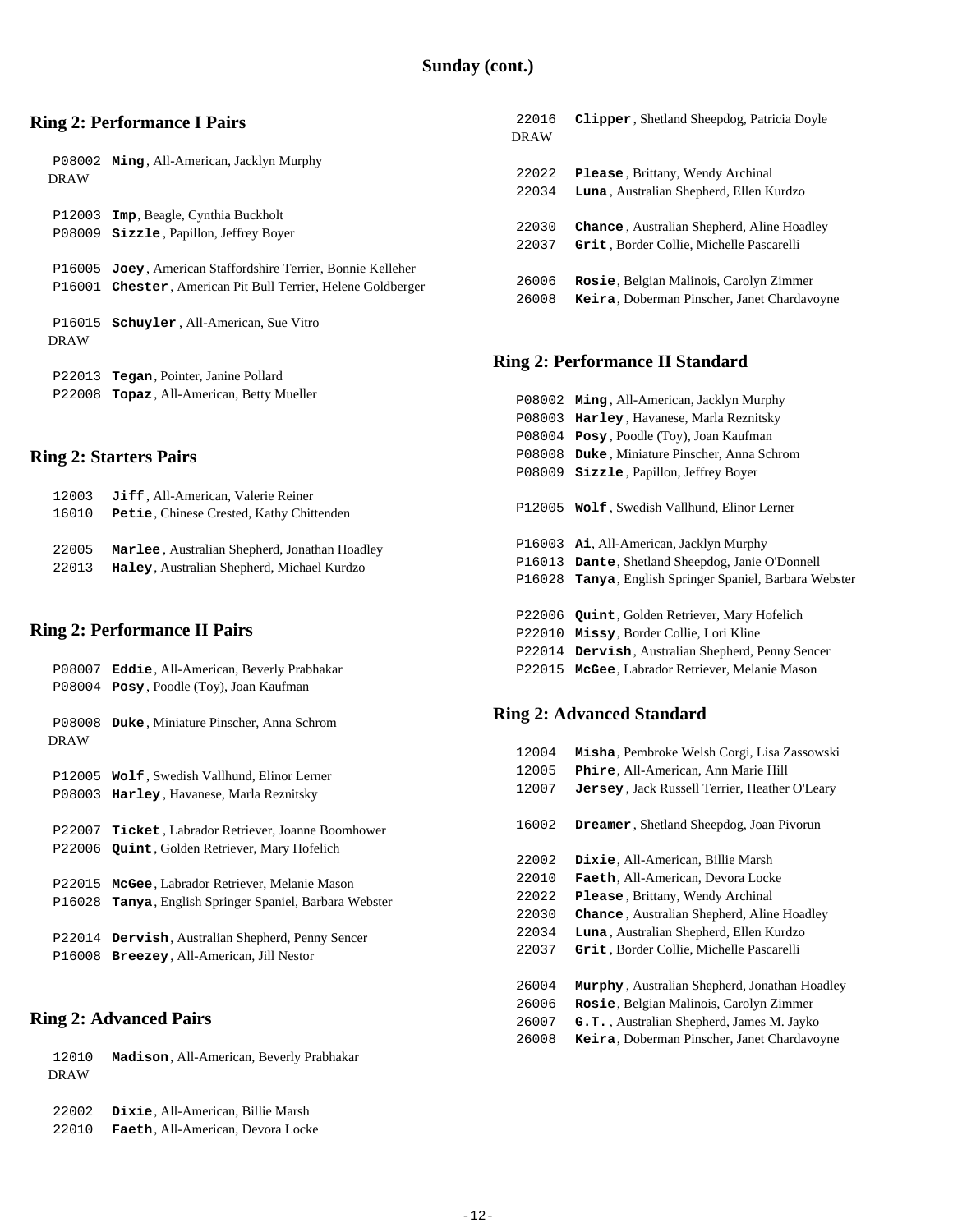## Sunday (cont.)

### Ring 2: Performance I Pairs

P08002 **Ming**, All-American, Jacklyn Murphy
DRAW

P12003 **Imp**, Beagle, Cynthia Buckholt
P08009 **Sizzle**, Papillon, Jeffrey Boyer

P16005 **Joey**, American Staffordshire Terrier, Bonnie Kelleher
P16001 **Chester**, American Pit Bull Terrier, Helene Goldberger

P16015 **Schuyler**, All-American, Sue Vitro
DRAW

P22013 **Tegan**, Pointer, Janine Pollard
P22008 **Topaz**, All-American, Betty Mueller

### Ring 2: Starters Pairs

12003 **Jiff**, All-American, Valerie Reiner
16010 **Petie**, Chinese Crested, Kathy Chittenden

22005 **Marlee**, Australian Shepherd, Jonathan Hoadley
22013 **Haley**, Australian Shepherd, Michael Kurdzo

### Ring 2: Performance II Pairs

P08007 **Eddie**, All-American, Beverly Prabhakar
P08004 **Posy**, Poodle (Toy), Joan Kaufman

P08008 **Duke**, Miniature Pinscher, Anna Schrom
DRAW

P12005 **Wolf**, Swedish Vallhund, Elinor Lerner
P08003 **Harley**, Havanese, Marla Reznitsky

P22007 **Ticket**, Labrador Retriever, Joanne Boomhower
P22006 **Quint**, Golden Retriever, Mary Hofelich

P22015 **McGee**, Labrador Retriever, Melanie Mason
P16028 **Tanya**, English Springer Spaniel, Barbara Webster

P22014 **Dervish**, Australian Shepherd, Penny Sencer
P16008 **Breezey**, All-American, Jill Nestor

### Ring 2: Advanced Pairs

12010 **Madison**, All-American, Beverly Prabhakar
DRAW

22002 **Dixie**, All-American, Billie Marsh
22010 **Faeth**, All-American, Devora Locke

22016 **Clipper**, Shetland Sheepdog, Patricia Doyle
DRAW

22022 **Please**, Brittany, Wendy Archinal
22034 **Luna**, Australian Shepherd, Ellen Kurdzo

22030 **Chance**, Australian Shepherd, Aline Hoadley
22037 **Grit**, Border Collie, Michelle Pascarelli

26006 **Rosie**, Belgian Malinois, Carolyn Zimmer
26008 **Keira**, Doberman Pinscher, Janet Chardavoyne

### Ring 2: Performance II Standard

P08002 **Ming**, All-American, Jacklyn Murphy
P08003 **Harley**, Havanese, Marla Reznitsky
P08004 **Posy**, Poodle (Toy), Joan Kaufman
P08008 **Duke**, Miniature Pinscher, Anna Schrom
P08009 **Sizzle**, Papillon, Jeffrey Boyer

P12005 **Wolf**, Swedish Vallhund, Elinor Lerner

P16003 **Ai**, All-American, Jacklyn Murphy
P16013 **Dante**, Shetland Sheepdog, Janie O'Donnell
P16028 **Tanya**, English Springer Spaniel, Barbara Webster

P22006 **Quint**, Golden Retriever, Mary Hofelich
P22010 **Missy**, Border Collie, Lori Kline
P22014 **Dervish**, Australian Shepherd, Penny Sencer
P22015 **McGee**, Labrador Retriever, Melanie Mason

### Ring 2: Advanced Standard

12004 **Misha**, Pembroke Welsh Corgi, Lisa Zassowski
12005 **Phire**, All-American, Ann Marie Hill
12007 **Jersey**, Jack Russell Terrier, Heather O'Leary

16002 **Dreamer**, Shetland Sheepdog, Joan Pivorun

22002 **Dixie**, All-American, Billie Marsh
22010 **Faeth**, All-American, Devora Locke
22022 **Please**, Brittany, Wendy Archinal
22030 **Chance**, Australian Shepherd, Aline Hoadley
22034 **Luna**, Australian Shepherd, Ellen Kurdzo
22037 **Grit**, Border Collie, Michelle Pascarelli

26004 **Murphy**, Australian Shepherd, Jonathan Hoadley
26006 **Rosie**, Belgian Malinois, Carolyn Zimmer
26007 **G.T.**, Australian Shepherd, James M. Jayko
26008 **Keira**, Doberman Pinscher, Janet Chardavoyne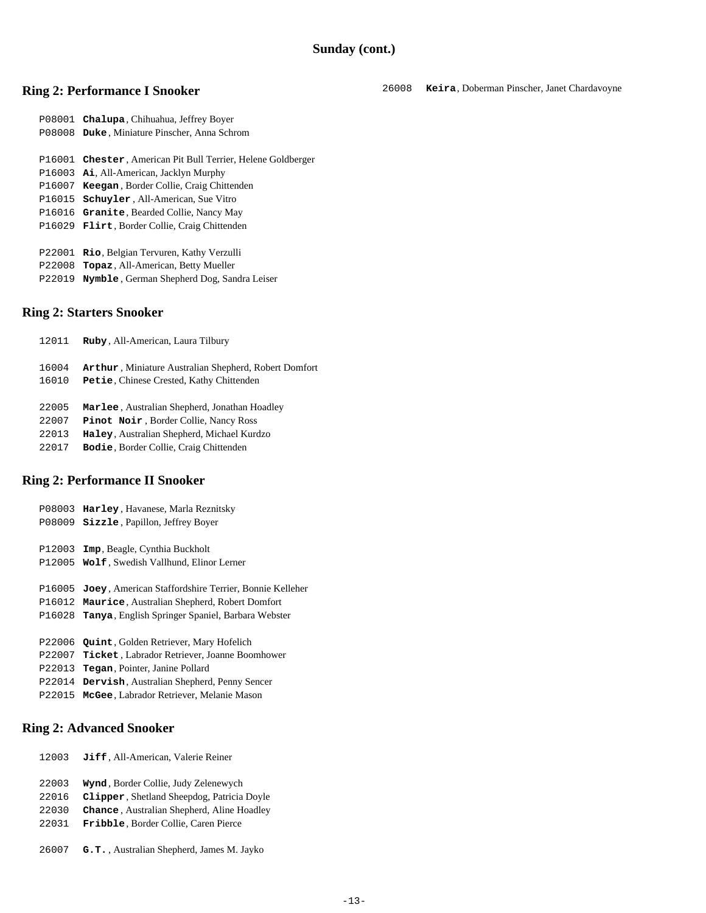Sunday (cont.)

## Ring 2: Performance I Snooker

P08001 **Chalupa**, Chihuahua, Jeffrey Boyer
P08008 **Duke**, Miniature Pinscher, Anna Schrom

P16001 **Chester**, American Pit Bull Terrier, Helene Goldberger
P16003 **Ai**, All-American, Jacklyn Murphy
P16007 **Keegan**, Border Collie, Craig Chittenden
P16015 **Schuyler**, All-American, Sue Vitro
P16016 **Granite**, Bearded Collie, Nancy May
P16029 **Flirt**, Border Collie, Craig Chittenden

P22001 **Rio**, Belgian Tervuren, Kathy Verzulli
P22008 **Topaz**, All-American, Betty Mueller
P22019 **Nymble**, German Shepherd Dog, Sandra Leiser

## Ring 2: Starters Snooker

12011 **Ruby**, All-American, Laura Tilbury

16004 **Arthur**, Miniature Australian Shepherd, Robert Domfort
16010 **Petie**, Chinese Crested, Kathy Chittenden

22005 **Marlee**, Australian Shepherd, Jonathan Hoadley
22007 **Pinot Noir**, Border Collie, Nancy Ross
22013 **Haley**, Australian Shepherd, Michael Kurdzo
22017 **Bodie**, Border Collie, Craig Chittenden

## Ring 2: Performance II Snooker

P08003 **Harley**, Havanese, Marla Reznitsky
P08009 **Sizzle**, Papillon, Jeffrey Boyer

P12003 **Imp**, Beagle, Cynthia Buckholt
P12005 **Wolf**, Swedish Vallhund, Elinor Lerner

P16005 **Joey**, American Staffordshire Terrier, Bonnie Kelleher
P16012 **Maurice**, Australian Shepherd, Robert Domfort
P16028 **Tanya**, English Springer Spaniel, Barbara Webster

P22006 **Quint**, Golden Retriever, Mary Hofelich
P22007 **Ticket**, Labrador Retriever, Joanne Boomhower
P22013 **Tegan**, Pointer, Janine Pollard
P22014 **Dervish**, Australian Shepherd, Penny Sencer
P22015 **McGee**, Labrador Retriever, Melanie Mason

## Ring 2: Advanced Snooker

12003 **Jiff**, All-American, Valerie Reiner

22003 **Wynd**, Border Collie, Judy Zelenewych
22016 **Clipper**, Shetland Sheepdog, Patricia Doyle
22030 **Chance**, Australian Shepherd, Aline Hoadley
22031 **Fribble**, Border Collie, Caren Pierce

26007 **G.T.**, Australian Shepherd, James M. Jayko
26008 **Keira**, Doberman Pinscher, Janet Chardavoyne